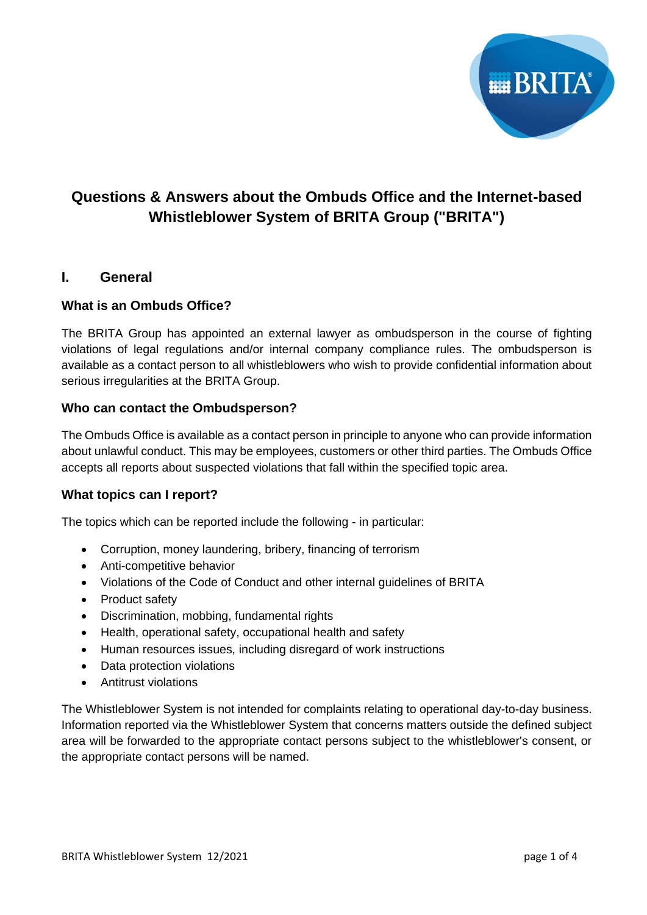# Questions & Answers about the Ombuds Office and the Internet-based Whistleblower System of BRITA Group ("BRITA")

## I. General

### What is an Ombuds Office?

The BRITA Group has appointed an external lawyer as ombudsperson in the course of fighting violations of legal regulations and/or internal company compliance rules. The ombudsperson is available as a contact person to all whistleblowers who wish to provide confidential information about serious irregularities at the BRITA Group.

### Who can contact the Ombudsperson?

The Ombuds Office is available as a contact person in principle to anyone who can provide information about unlawful conduct. This may be employees, customers or other third parties. The Ombuds Office accepts all reports about suspected violations that fall within the specified topic area.

### What topics can I report?

The topics which can be reported include the following - in particular:

- Corruption, money laundering, bribery, financing of terrorism
- Anti-competitive behavior
- Violations of the Code of Conduct and other internal guidelines of BRITA
- Product safety
- Discrimination, mobbing, fundamental rights
- Health, operational safety, occupational health and safety
- Human resources issues, including disregard of work instructions
- Data protection violations
- Antitrust violations

The Whistleblower System is not intended for complaints relating to operational day-to-day business. Information reported via the Whistleblower System that concerns matters outside the defined subject area will be forwarded to the appropriate contact persons subject to the whistleblower's consent, or the appropriate contact persons will be named.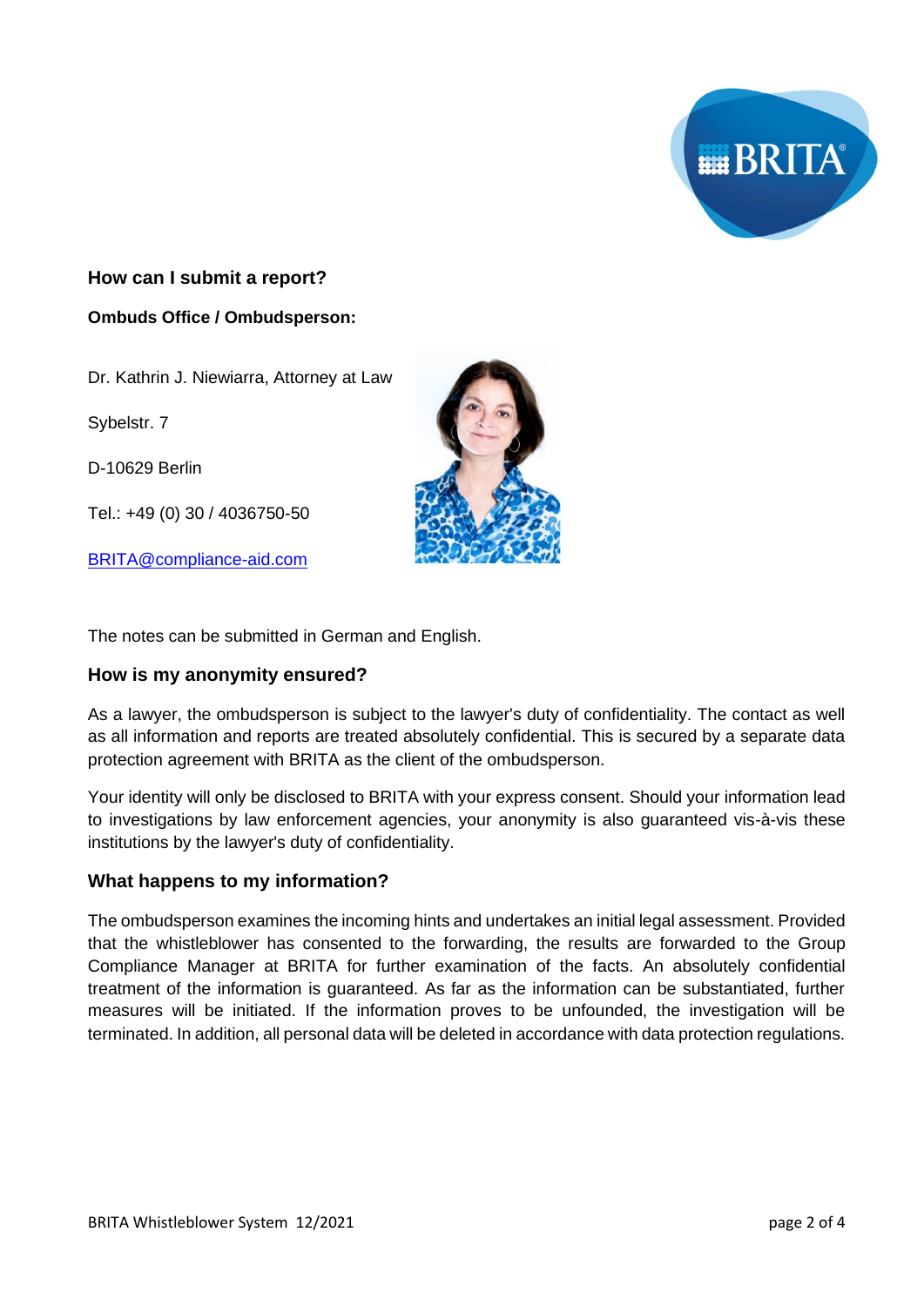## How can I submit a report?

**Ombuds Office / Ombudsperson:**

Dr. Kathrin J. Niewiarra, Attorney at Law

Sybelstr. 7

D-10629 Berlin

Tel.: +49 (0) 30 / 4036750-50

BRITA@compliance-aid.com

The notes can be submitted in German and English.

## How is my anonymity ensured?

As a lawyer, the ombudsperson is subject to the lawyer's duty of confidentiality. The contact as well as all information and reports are treated absolutely confidential. This is secured by a separate data protection agreement with BRITA as the client of the ombudsperson.

Your identity will only be disclosed to BRITA with your express consent. Should your information lead to investigations by law enforcement agencies, your anonymity is also guaranteed vis-à-vis these institutions by the lawyer's duty of confidentiality.

## What happens to my information?

The ombudsperson examines the incoming hints and undertakes an initial legal assessment. Provided that the whistleblower has consented to the forwarding, the results are forwarded to the Group Compliance Manager at BRITA for further examination of the facts. An absolutely confidential treatment of the information is guaranteed. As far as the information can be substantiated, further measures will be initiated. If the information proves to be unfounded, the investigation will be terminated. In addition, all personal data will be deleted in accordance with data protection regulations.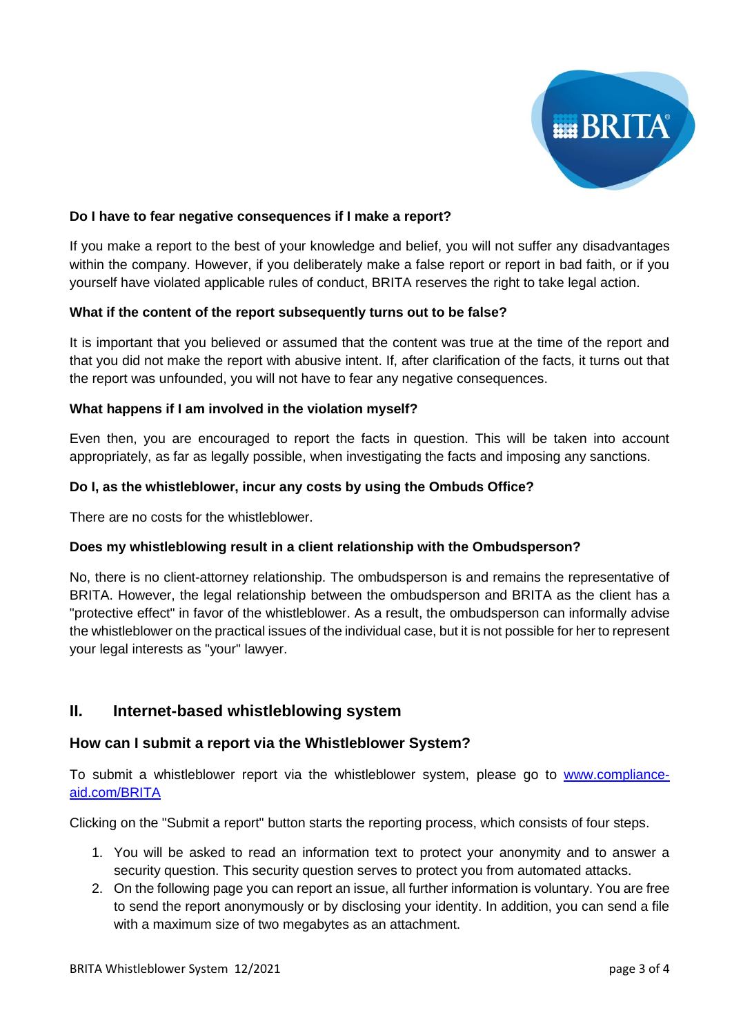**Do I have to fear negative consequences if I make a report?**

If you make a report to the best of your knowledge and belief, you will not suffer any disadvantages within the company. However, if you deliberately make a false report or report in bad faith, or if you yourself have violated applicable rules of conduct, BRITA reserves the right to take legal action.

**What if the content of the report subsequently turns out to be false?**

It is important that you believed or assumed that the content was true at the time of the report and that you did not make the report with abusive intent. If, after clarification of the facts, it turns out that the report was unfounded, you will not have to fear any negative consequences.

**What happens if I am involved in the violation myself?**

Even then, you are encouraged to report the facts in question. This will be taken into account appropriately, as far as legally possible, when investigating the facts and imposing any sanctions.

**Do I, as the whistleblower, incur any costs by using the Ombuds Office?**

There are no costs for the whistleblower.

**Does my whistleblowing result in a client relationship with the Ombudsperson?**

No, there is no client-attorney relationship. The ombudsperson is and remains the representative of BRITA. However, the legal relationship between the ombudsperson and BRITA as the client has a "protective effect" in favor of the whistleblower. As a result, the ombudsperson can informally advise the whistleblower on the practical issues of the individual case, but it is not possible for her to represent your legal interests as "your" lawyer.

## II. Internet-based whistleblowing system

### How can I submit a report via the Whistleblower System?

To submit a whistleblower report via the whistleblower system, please go to [www.compliance-aid.com/BRITA](www.compliance-aid.com/BRITA)

Clicking on the "Submit a report" button starts the reporting process, which consists of four steps.

1. You will be asked to read an information text to protect your anonymity and to answer a security question. This security question serves to protect you from automated attacks.
2. On the following page you can report an issue, all further information is voluntary. You are free to send the report anonymously or by disclosing your identity. In addition, you can send a file with a maximum size of two megabytes as an attachment.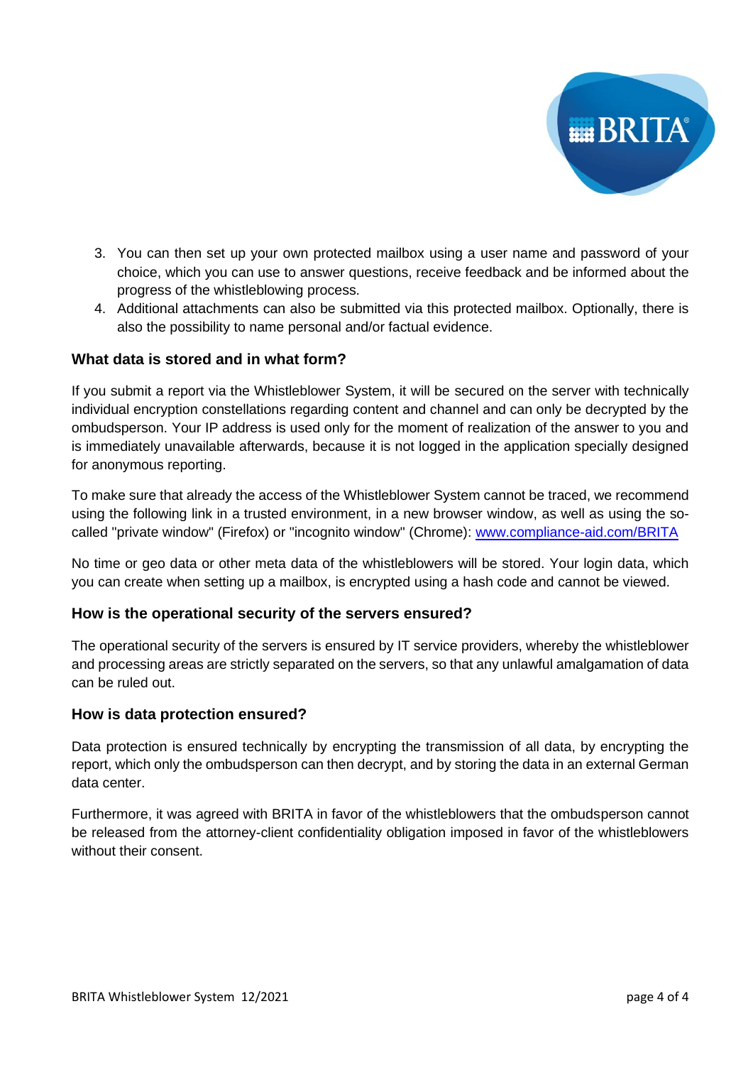3. You can then set up your own protected mailbox using a user name and password of your choice, which you can use to answer questions, receive feedback and be informed about the progress of the whistleblowing process.
4. Additional attachments can also be submitted via this protected mailbox. Optionally, there is also the possibility to name personal and/or factual evidence.

### What data is stored and in what form?

If you submit a report via the Whistleblower System, it will be secured on the server with technically individual encryption constellations regarding content and channel and can only be decrypted by the ombudsperson. Your IP address is used only for the moment of realization of the answer to you and is immediately unavailable afterwards, because it is not logged in the application specially designed for anonymous reporting.

To make sure that already the access of the Whistleblower System cannot be traced, we recommend using the following link in a trusted environment, in a new browser window, as well as using the so-called "private window" (Firefox) or "incognito window" (Chrome): [www.compliance-aid.com/BRITA](http://www.compliance-aid.com/BRITA)

No time or geo data or other meta data of the whistleblowers will be stored. Your login data, which you can create when setting up a mailbox, is encrypted using a hash code and cannot be viewed.

### How is the operational security of the servers ensured?

The operational security of the servers is ensured by IT service providers, whereby the whistleblower and processing areas are strictly separated on the servers, so that any unlawful amalgamation of data can be ruled out.

### How is data protection ensured?

Data protection is ensured technically by encrypting the transmission of all data, by encrypting the report, which only the ombudsperson can then decrypt, and by storing the data in an external German data center.

Furthermore, it was agreed with BRITA in favor of the whistleblowers that the ombudsperson cannot be released from the attorney-client confidentiality obligation imposed in favor of the whistleblowers without their consent.